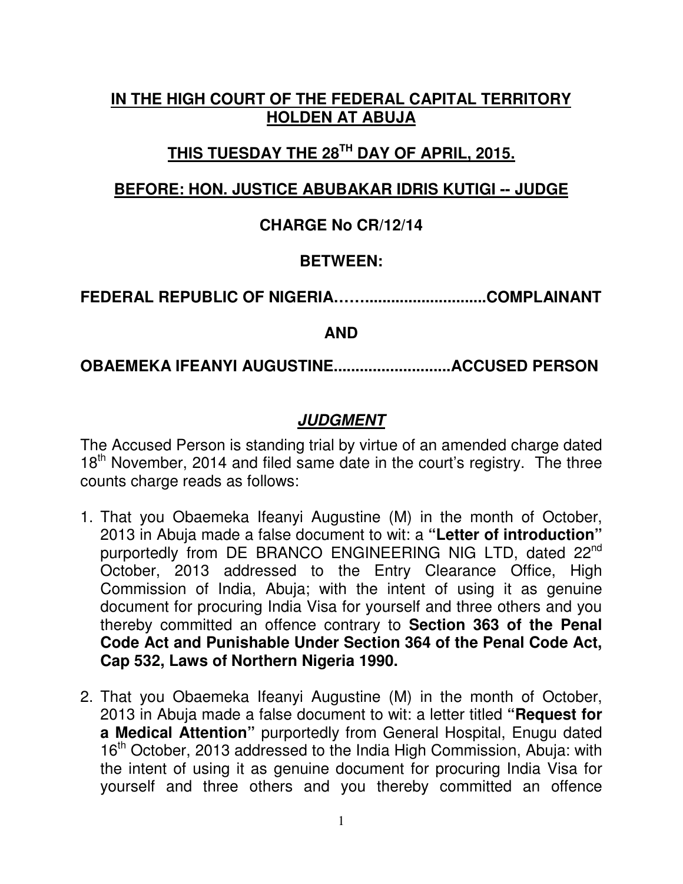**IN THE HIGH COURT OF THE FEDERAL CAPITAL TERRITORY HOLDEN AT ABUJA**

**THIS TUESDAY THE 28TH DAY OF APRIL, 2015.**

**BEFORE: HON. JUSTICE ABUBAKAR IDRIS KUTIGI -- JUDGE**

**CHARGE No CR/12/14**

**BETWEEN:**

**FEDERAL REPUBLIC OF NIGERIA……............................COMPLAINANT**

**AND**

**OBAEMEKA IFEANYI AUGUSTINE...........................ACCUSED PERSON**

## ***JUDGMENT***

The Accused Person is standing trial by virtue of an amended charge dated 18th November, 2014 and filed same date in the court's registry. The three counts charge reads as follows:

1. That you Obaemeka Ifeanyi Augustine (M) in the month of October, 2013 in Abuja made a false document to wit: a **"Letter of introduction"** purportedly from DE BRANCO ENGINEERING NIG LTD, dated 22nd October, 2013 addressed to the Entry Clearance Office, High Commission of India, Abuja; with the intent of using it as genuine document for procuring India Visa for yourself and three others and you thereby committed an offence contrary to **Section 363 of the Penal Code Act and Punishable Under Section 364 of the Penal Code Act, Cap 532, Laws of Northern Nigeria 1990.**

2. That you Obaemeka Ifeanyi Augustine (M) in the month of October, 2013 in Abuja made a false document to wit: a letter titled **"Request for a Medical Attention"** purportedly from General Hospital, Enugu dated 16th October, 2013 addressed to the India High Commission, Abuja: with the intent of using it as genuine document for procuring India Visa for yourself and three others and you thereby committed an offence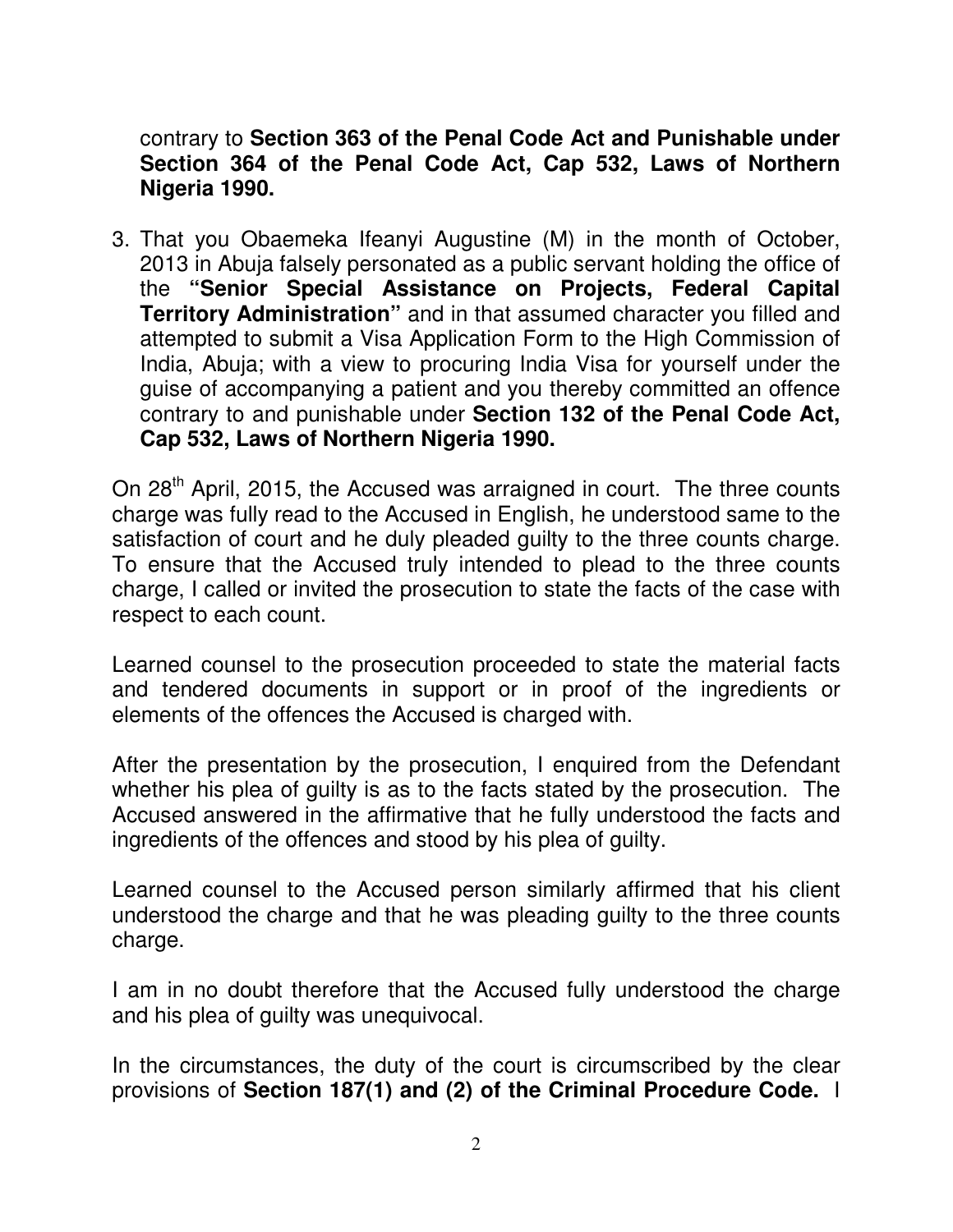contrary to **Section 363 of the Penal Code Act and Punishable under Section 364 of the Penal Code Act, Cap 532, Laws of Northern Nigeria 1990.**

3. That you Obaemeka Ifeanyi Augustine (M) in the month of October, 2013 in Abuja falsely personated as a public servant holding the office of the **"Senior Special Assistance on Projects, Federal Capital Territory Administration"** and in that assumed character you filled and attempted to submit a Visa Application Form to the High Commission of India, Abuja; with a view to procuring India Visa for yourself under the guise of accompanying a patient and you thereby committed an offence contrary to and punishable under **Section 132 of the Penal Code Act, Cap 532, Laws of Northern Nigeria 1990.**

On 28th April, 2015, the Accused was arraigned in court. The three counts charge was fully read to the Accused in English, he understood same to the satisfaction of court and he duly pleaded guilty to the three counts charge. To ensure that the Accused truly intended to plead to the three counts charge, I called or invited the prosecution to state the facts of the case with respect to each count.

Learned counsel to the prosecution proceeded to state the material facts and tendered documents in support or in proof of the ingredients or elements of the offences the Accused is charged with.

After the presentation by the prosecution, I enquired from the Defendant whether his plea of guilty is as to the facts stated by the prosecution. The Accused answered in the affirmative that he fully understood the facts and ingredients of the offences and stood by his plea of guilty.

Learned counsel to the Accused person similarly affirmed that his client understood the charge and that he was pleading guilty to the three counts charge.

I am in no doubt therefore that the Accused fully understood the charge and his plea of guilty was unequivocal.

In the circumstances, the duty of the court is circumscribed by the clear provisions of **Section 187(1) and (2) of the Criminal Procedure Code.** I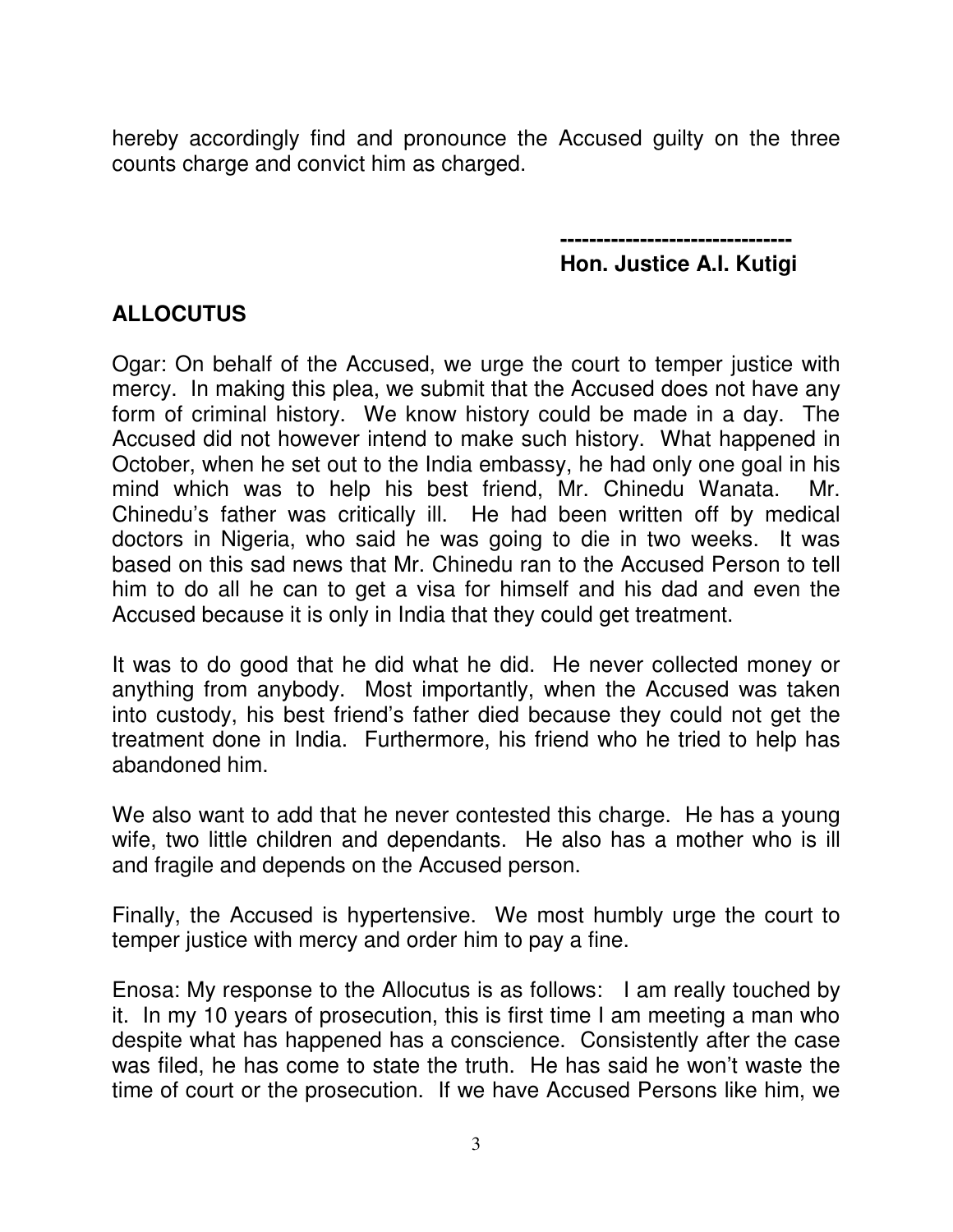hereby accordingly find and pronounce the Accused guilty on the three counts charge and convict him as charged.

**--------------------------------**
**Hon. Justice A.I. Kutigi**

**ALLOCUTUS**

Ogar: On behalf of the Accused, we urge the court to temper justice with mercy. In making this plea, we submit that the Accused does not have any form of criminal history. We know history could be made in a day. The Accused did not however intend to make such history. What happened in October, when he set out to the India embassy, he had only one goal in his mind which was to help his best friend, Mr. Chinedu Wanata. Mr. Chinedu's father was critically ill. He had been written off by medical doctors in Nigeria, who said he was going to die in two weeks. It was based on this sad news that Mr. Chinedu ran to the Accused Person to tell him to do all he can to get a visa for himself and his dad and even the Accused because it is only in India that they could get treatment.

It was to do good that he did what he did. He never collected money or anything from anybody. Most importantly, when the Accused was taken into custody, his best friend's father died because they could not get the treatment done in India. Furthermore, his friend who he tried to help has abandoned him.

We also want to add that he never contested this charge. He has a young wife, two little children and dependants. He also has a mother who is ill and fragile and depends on the Accused person.

Finally, the Accused is hypertensive. We most humbly urge the court to temper justice with mercy and order him to pay a fine.

Enosa: My response to the Allocutus is as follows: I am really touched by it. In my 10 years of prosecution, this is first time I am meeting a man who despite what has happened has a conscience. Consistently after the case was filed, he has come to state the truth. He has said he won't waste the time of court or the prosecution. If we have Accused Persons like him, we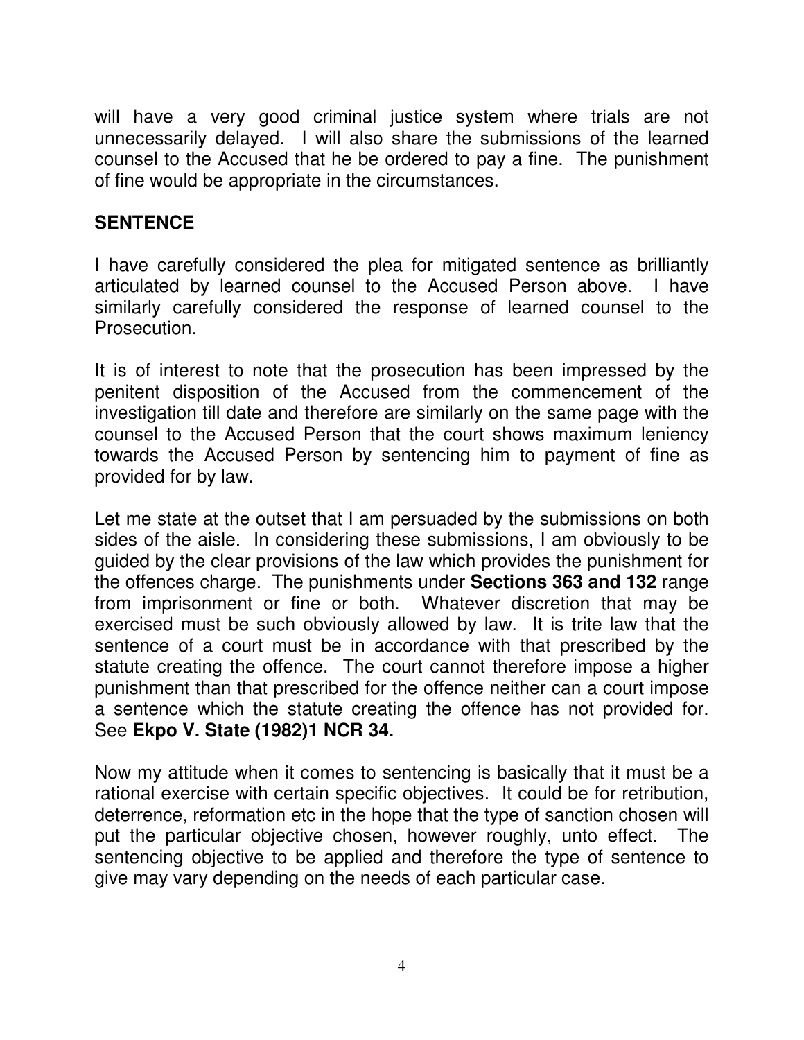will have a very good criminal justice system where trials are not unnecessarily delayed. I will also share the submissions of the learned counsel to the Accused that he be ordered to pay a fine. The punishment of fine would be appropriate in the circumstances.

## SENTENCE

I have carefully considered the plea for mitigated sentence as brilliantly articulated by learned counsel to the Accused Person above. I have similarly carefully considered the response of learned counsel to the Prosecution.

It is of interest to note that the prosecution has been impressed by the penitent disposition of the Accused from the commencement of the investigation till date and therefore are similarly on the same page with the counsel to the Accused Person that the court shows maximum leniency towards the Accused Person by sentencing him to payment of fine as provided for by law.

Let me state at the outset that I am persuaded by the submissions on both sides of the aisle. In considering these submissions, I am obviously to be guided by the clear provisions of the law which provides the punishment for the offences charge. The punishments under **Sections 363 and 132** range from imprisonment or fine or both. Whatever discretion that may be exercised must be such obviously allowed by law. It is trite law that the sentence of a court must be in accordance with that prescribed by the statute creating the offence. The court cannot therefore impose a higher punishment than that prescribed for the offence neither can a court impose a sentence which the statute creating the offence has not provided for. See **Ekpo V. State (1982)1 NCR 34.**

Now my attitude when it comes to sentencing is basically that it must be a rational exercise with certain specific objectives. It could be for retribution, deterrence, reformation etc in the hope that the type of sanction chosen will put the particular objective chosen, however roughly, unto effect. The sentencing objective to be applied and therefore the type of sentence to give may vary depending on the needs of each particular case.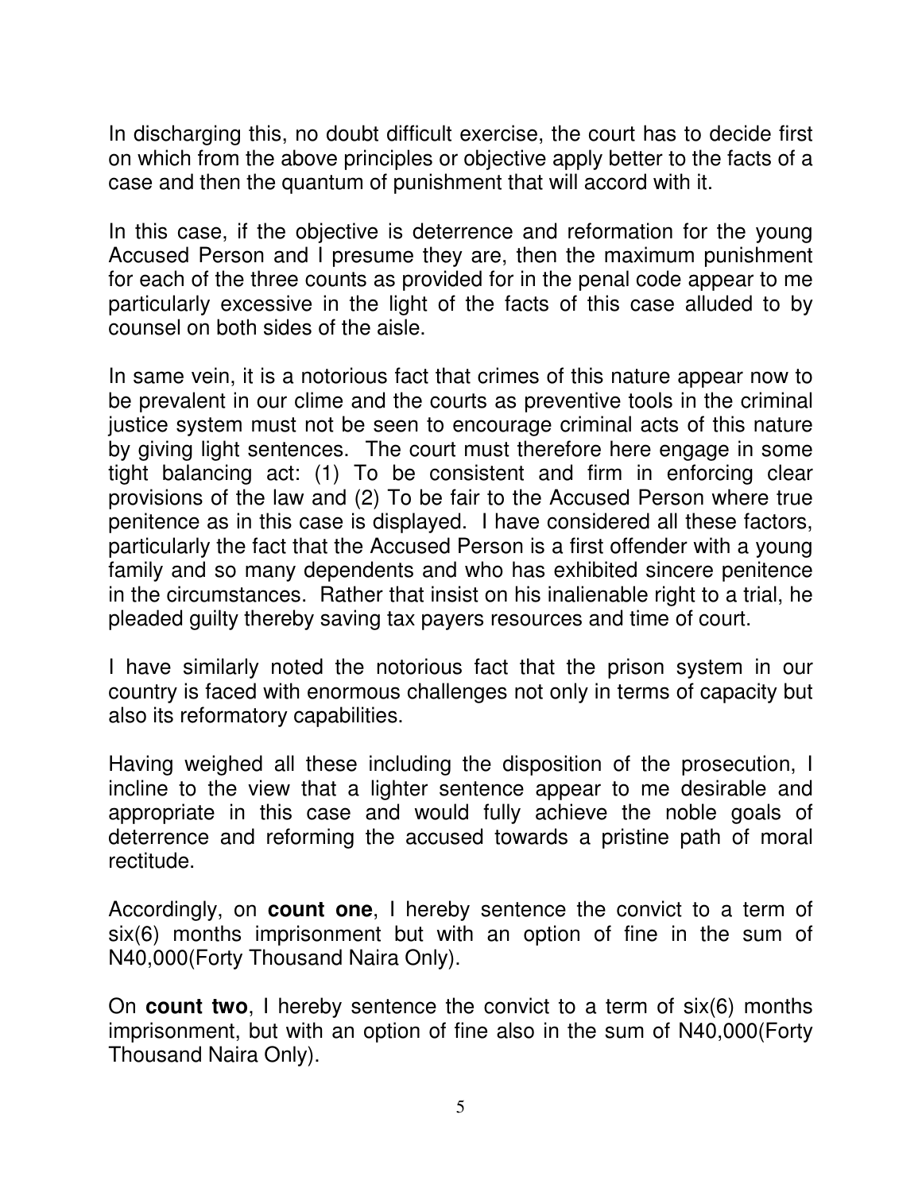In discharging this, no doubt difficult exercise, the court has to decide first on which from the above principles or objective apply better to the facts of a case and then the quantum of punishment that will accord with it.

In this case, if the objective is deterrence and reformation for the young Accused Person and I presume they are, then the maximum punishment for each of the three counts as provided for in the penal code appear to me particularly excessive in the light of the facts of this case alluded to by counsel on both sides of the aisle.

In same vein, it is a notorious fact that crimes of this nature appear now to be prevalent in our clime and the courts as preventive tools in the criminal justice system must not be seen to encourage criminal acts of this nature by giving light sentences. The court must therefore here engage in some tight balancing act: (1) To be consistent and firm in enforcing clear provisions of the law and (2) To be fair to the Accused Person where true penitence as in this case is displayed. I have considered all these factors, particularly the fact that the Accused Person is a first offender with a young family and so many dependents and who has exhibited sincere penitence in the circumstances. Rather that insist on his inalienable right to a trial, he pleaded guilty thereby saving tax payers resources and time of court.

I have similarly noted the notorious fact that the prison system in our country is faced with enormous challenges not only in terms of capacity but also its reformatory capabilities.

Having weighed all these including the disposition of the prosecution, I incline to the view that a lighter sentence appear to me desirable and appropriate in this case and would fully achieve the noble goals of deterrence and reforming the accused towards a pristine path of moral rectitude.

Accordingly, on **count one**, I hereby sentence the convict to a term of six(6) months imprisonment but with an option of fine in the sum of N40,000(Forty Thousand Naira Only).

On **count two**, I hereby sentence the convict to a term of six(6) months imprisonment, but with an option of fine also in the sum of N40,000(Forty Thousand Naira Only).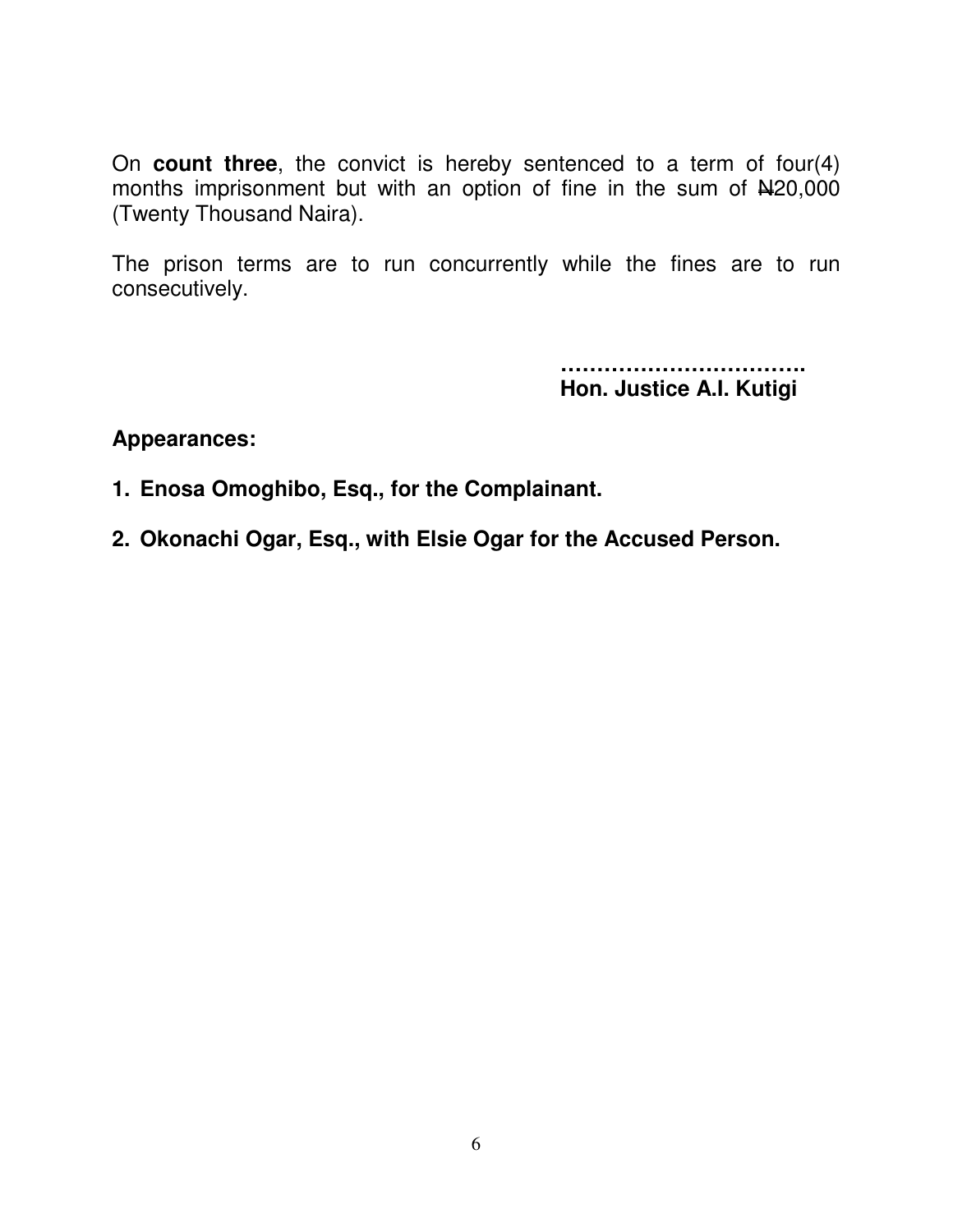On **count three**, the convict is hereby sentenced to a term of four(4) months imprisonment but with an option of fine in the sum of ₦20,000 (Twenty Thousand Naira).

The prison terms are to run concurrently while the fines are to run consecutively.

**…………………………….**
**Hon. Justice A.I. Kutigi**

**Appearances:**

1. **Enosa Omoghibo, Esq., for the Complainant.**
2. **Okonachi Ogar, Esq., with Elsie Ogar for the Accused Person.**